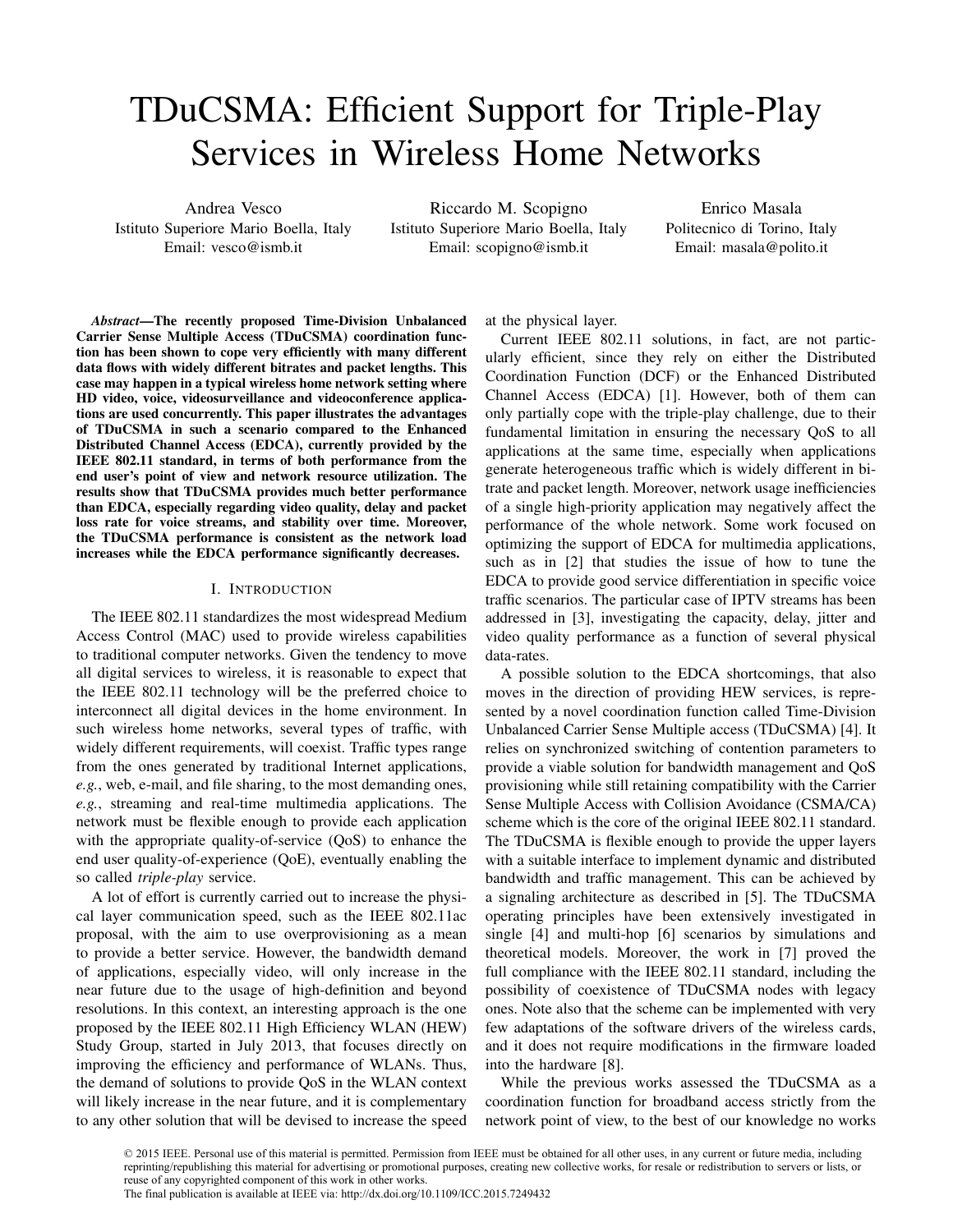# TDuCSMA: Efficient Support for Triple-Play Services in Wireless Home Networks

Andrea Vesco
Istituto Superiore Mario Boella, Italy
Email: vesco@ismb.it

Riccardo M. Scopigno
Istituto Superiore Mario Boella, Italy
Email: scopigno@ismb.it

Enrico Masala
Politecnico di Torino, Italy
Email: masala@polito.it

***Abstract*—The recently proposed Time-Division Unbalanced Carrier Sense Multiple Access (TDuCSMA) coordination function has been shown to cope very efficiently with many different data flows with widely different bitrates and packet lengths. This case may happen in a typical wireless home network setting where HD video, voice, videosurveillance and videoconference applications are used concurrently. This paper illustrates the advantages of TDuCSMA in such a scenario compared to the Enhanced Distributed Channel Access (EDCA), currently provided by the IEEE 802.11 standard, in terms of both performance from the end user's point of view and network resource utilization. The results show that TDuCSMA provides much better performance than EDCA, especially regarding video quality, delay and packet loss rate for voice streams, and stability over time. Moreover, the TDuCSMA performance is consistent as the network load increases while the EDCA performance significantly decreases.**

## I. Introduction

The IEEE 802.11 standardizes the most widespread Medium Access Control (MAC) used to provide wireless capabilities to traditional computer networks. Given the tendency to move all digital services to wireless, it is reasonable to expect that the IEEE 802.11 technology will be the preferred choice to interconnect all digital devices in the home environment. In such wireless home networks, several types of traffic, with widely different requirements, will coexist. Traffic types range from the ones generated by traditional Internet applications, *e.g.*, web, e-mail, and file sharing, to the most demanding ones, *e.g.*, streaming and real-time multimedia applications. The network must be flexible enough to provide each application with the appropriate quality-of-service (QoS) to enhance the end user quality-of-experience (QoE), eventually enabling the so called *triple-play* service.

A lot of effort is currently carried out to increase the physical layer communication speed, such as the IEEE 802.11ac proposal, with the aim to use overprovisioning as a mean to provide a better service. However, the bandwidth demand of applications, especially video, will only increase in the near future due to the usage of high-definition and beyond resolutions. In this context, an interesting approach is the one proposed by the IEEE 802.11 High Efficiency WLAN (HEW) Study Group, started in July 2013, that focuses directly on improving the efficiency and performance of WLANs. Thus, the demand of solutions to provide QoS in the WLAN context will likely increase in the near future, and it is complementary to any other solution that will be devised to increase the speed at the physical layer.

Current IEEE 802.11 solutions, in fact, are not particularly efficient, since they rely on either the Distributed Coordination Function (DCF) or the Enhanced Distributed Channel Access (EDCA) [1]. However, both of them can only partially cope with the triple-play challenge, due to their fundamental limitation in ensuring the necessary QoS to all applications at the same time, especially when applications generate heterogeneous traffic which is widely different in bitrate and packet length. Moreover, network usage inefficiencies of a single high-priority application may negatively affect the performance of the whole network. Some work focused on optimizing the support of EDCA for multimedia applications, such as in [2] that studies the issue of how to tune the EDCA to provide good service differentiation in specific voice traffic scenarios. The particular case of IPTV streams has been addressed in [3], investigating the capacity, delay, jitter and video quality performance as a function of several physical data-rates.

A possible solution to the EDCA shortcomings, that also moves in the direction of providing HEW services, is represented by a novel coordination function called Time-Division Unbalanced Carrier Sense Multiple access (TDuCSMA) [4]. It relies on synchronized switching of contention parameters to provide a viable solution for bandwidth management and QoS provisioning while still retaining compatibility with the Carrier Sense Multiple Access with Collision Avoidance (CSMA/CA) scheme which is the core of the original IEEE 802.11 standard. The TDuCSMA is flexible enough to provide the upper layers with a suitable interface to implement dynamic and distributed bandwidth and traffic management. This can be achieved by a signaling architecture as described in [5]. The TDuCSMA operating principles have been extensively investigated in single [4] and multi-hop [6] scenarios by simulations and theoretical models. Moreover, the work in [7] proved the full compliance with the IEEE 802.11 standard, including the possibility of coexistence of TDuCSMA nodes with legacy ones. Note also that the scheme can be implemented with very few adaptations of the software drivers of the wireless cards, and it does not require modifications in the firmware loaded into the hardware [8].

While the previous works assessed the TDuCSMA as a coordination function for broadband access strictly from the network point of view, to the best of our knowledge no works

© 2015 IEEE. Personal use of this material is permitted. Permission from IEEE must be obtained for all other uses, in any current or future media, including reprinting/republishing this material for advertising or promotional purposes, creating new collective works, for resale or redistribution to servers or lists, or reuse of any copyrighted component of this work in other works.
The final publication is available at IEEE via: http://dx.doi.org/10.1109/ICC.2015.7249432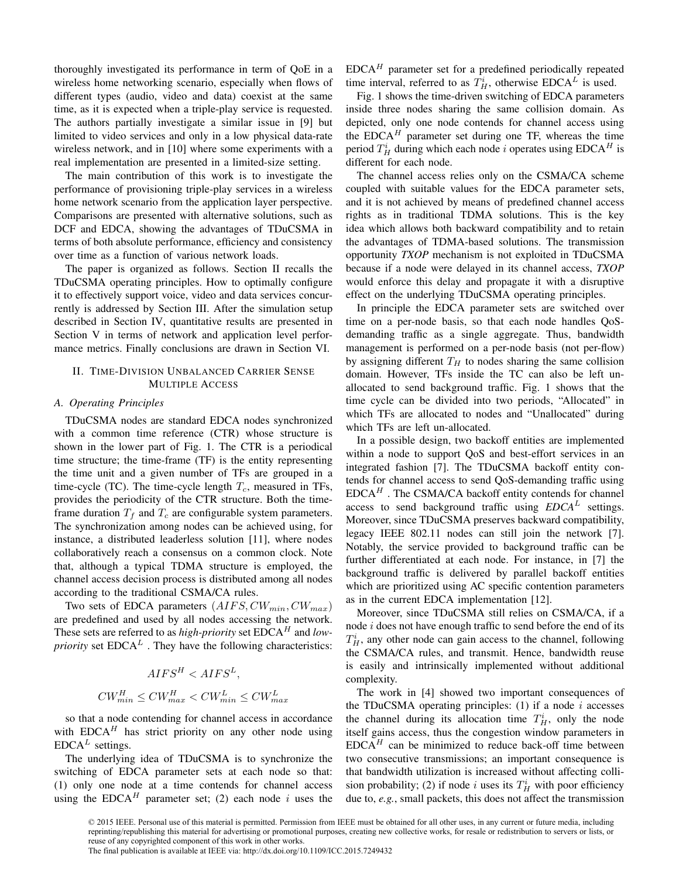thoroughly investigated its performance in term of QoE in a wireless home networking scenario, especially when flows of different types (audio, video and data) coexist at the same time, as it is expected when a triple-play service is requested. The authors partially investigate a similar issue in [9] but limited to video services and only in a low physical data-rate wireless network, and in [10] where some experiments with a real implementation are presented in a limited-size setting.

The main contribution of this work is to investigate the performance of provisioning triple-play services in a wireless home network scenario from the application layer perspective. Comparisons are presented with alternative solutions, such as DCF and EDCA, showing the advantages of TDuCSMA in terms of both absolute performance, efficiency and consistency over time as a function of various network loads.

The paper is organized as follows. Section II recalls the TDuCSMA operating principles. How to optimally configure it to effectively support voice, video and data services concurrently is addressed by Section III. After the simulation setup described in Section IV, quantitative results are presented in Section V in terms of network and application level performance metrics. Finally conclusions are drawn in Section VI.

## II. Time-Division Unbalanced Carrier Sense Multiple Access

### A. Operating Principles

TDuCSMA nodes are standard EDCA nodes synchronized with a common time reference (CTR) whose structure is shown in the lower part of Fig. 1. The CTR is a periodical time structure; the time-frame (TF) is the entity representing the time unit and a given number of TFs are grouped in a time-cycle (TC). The time-cycle length $T_c$, measured in TFs, provides the periodicity of the CTR structure. Both the time-frame duration $T_f$ and $T_c$ are configurable system parameters. The synchronization among nodes can be achieved using, for instance, a distributed leaderless solution [11], where nodes collaboratively reach a consensus on a common clock. Note that, although a typical TDMA structure is employed, the channel access decision process is distributed among all nodes according to the traditional CSMA/CA rules.

Two sets of EDCA parameters $(AIFS, CW_{min}, CW_{max})$ are predefined and used by all nodes accessing the network. These sets are referred to as *high-priority* set EDCA$^H$ and *low-priority* set EDCA$^L$ . They have the following characteristics:

$$AIFS^H < AIFS^L,$$

$$CW^H_{min} \leq CW^H_{max} < CW^L_{min} \leq CW^L_{max}$$

so that a node contending for channel access in accordance with EDCA$^H$ has strict priority on any other node using EDCA$^L$ settings.

The underlying idea of TDuCSMA is to synchronize the switching of EDCA parameter sets at each node so that: (1) only one node at a time contends for channel access using the EDCA$^H$ parameter set; (2) each node $i$ uses the EDCA$^H$ parameter set for a predefined periodically repeated time interval, referred to as $T^i_H$, otherwise EDCA$^L$ is used.

Fig. 1 shows the time-driven switching of EDCA parameters inside three nodes sharing the same collision domain. As depicted, only one node contends for channel access using the EDCA$^H$ parameter set during one TF, whereas the time period $T^i_H$ during which each node $i$ operates using EDCA$^H$ is different for each node.

The channel access relies only on the CSMA/CA scheme coupled with suitable values for the EDCA parameter sets, and it is not achieved by means of predefined channel access rights as in traditional TDMA solutions. This is the key idea which allows both backward compatibility and to retain the advantages of TDMA-based solutions. The transmission opportunity ***TXOP*** mechanism is not exploited in TDuCSMA because if a node were delayed in its channel access, ***TXOP*** would enforce this delay and propagate it with a disruptive effect on the underlying TDuCSMA operating principles.

In principle the EDCA parameter sets are switched over time on a per-node basis, so that each node handles QoS-demanding traffic as a single aggregate. Thus, bandwidth management is performed on a per-node basis (not per-flow) by assigning different $T_H$ to nodes sharing the same collision domain. However, TFs inside the TC can also be left un-allocated to send background traffic. Fig. 1 shows that the time cycle can be divided into two periods, "Allocated" in which TFs are allocated to nodes and "Unallocated" during which TFs are left un-allocated.

In a possible design, two backoff entities are implemented within a node to support QoS and best-effort services in an integrated fashion [7]. The TDuCSMA backoff entity contends for channel access to send QoS-demanding traffic using EDCA$^H$ . The CSMA/CA backoff entity contends for channel access to send background traffic using *EDCA$^L$* settings. Moreover, since TDuCSMA preserves backward compatibility, legacy IEEE 802.11 nodes can still join the network [7]. Notably, the service provided to background traffic can be further differentiated at each node. For instance, in [7] the background traffic is delivered by parallel backoff entities which are prioritized using AC specific contention parameters as in the current EDCA implementation [12].

Moreover, since TDuCSMA still relies on CSMA/CA, if a node $i$ does not have enough traffic to send before the end of its $T^i_H$, any other node can gain access to the channel, following the CSMA/CA rules, and transmit. Hence, bandwidth reuse is easily and intrinsically implemented without additional complexity.

The work in [4] showed two important consequences of the TDuCSMA operating principles: (1) if a node $i$ accesses the channel during its allocation time $T^i_H$, only the node itself gains access, thus the congestion window parameters in EDCA$^H$ can be minimized to reduce back-off time between two consecutive transmissions; an important consequence is that bandwidth utilization is increased without affecting collision probability; (2) if node $i$ uses its $T^i_H$ with poor efficiency due to, *e.g.*, small packets, this does not affect the transmission

© 2015 IEEE. Personal use of this material is permitted. Permission from IEEE must be obtained for all other uses, in any current or future media, including reprinting/republishing this material for advertising or promotional purposes, creating new collective works, for resale or redistribution to servers or lists, or reuse of any copyrighted component of this work in other works.
The final publication is available at IEEE via: http://dx.doi.org/10.1109/ICC.2015.7249432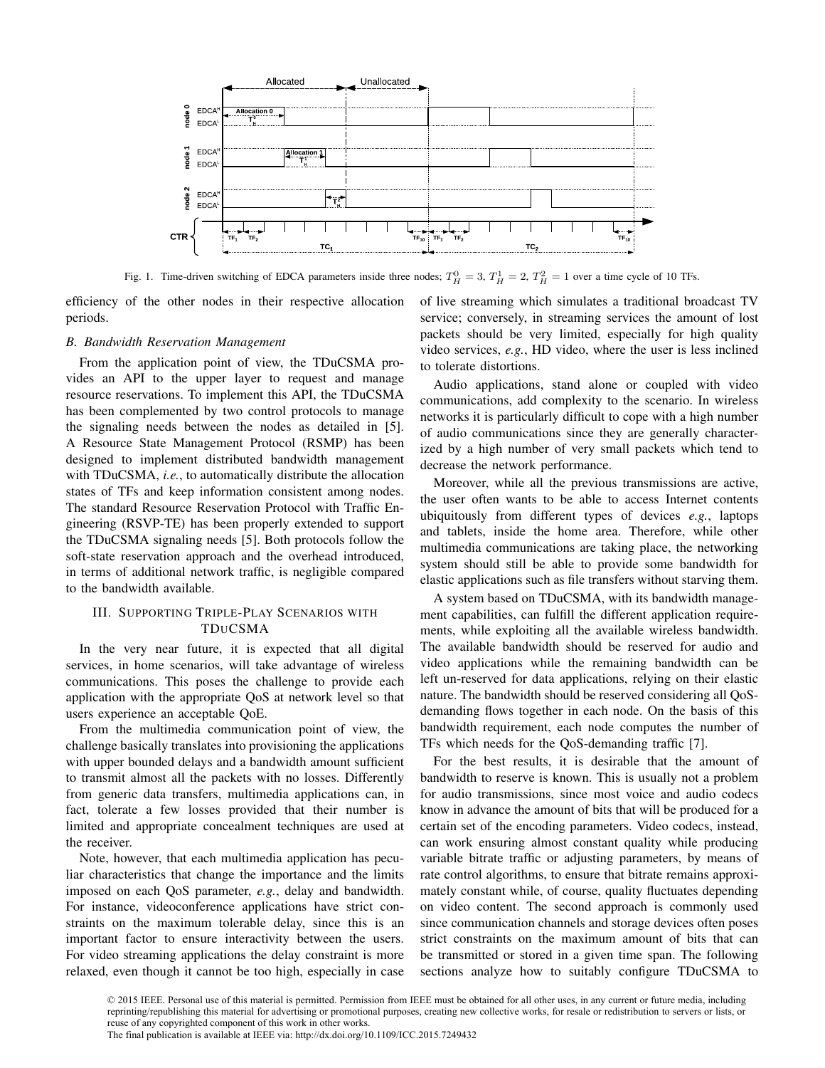Allocated

Unallocated

node 0

EDCA[H]

EDCA[L]

Allocation 0

$T_H^0$

node 1

EDCA[H]

EDCA[L]

Allocation 1

$T_H^1$

node 2

EDCA[H]

EDCA[L]

$T_H^2$

CTR

$TF_1$ $TF_2$ $TF_{10}$ $TF_1$ $TF_2$ $TF_{10}$

$TC_1$

$TC_2$

Fig. 1. Time-driven switching of EDCA parameters inside three nodes; $T_H^0 = 3$, $T_H^1 = 2$, $T_H^2 = 1$ over a time cycle of 10 TFs.

efficiency of the other nodes in their respective allocation periods.

### B. Bandwidth Reservation Management

From the application point of view, the TDuCSMA provides an API to the upper layer to request and manage resource reservations. To implement this API, the TDuCSMA has been complemented by two control protocols to manage the signaling needs between the nodes as detailed in [5]. A Resource State Management Protocol (RSMP) has been designed to implement distributed bandwidth management with TDuCSMA, *i.e.*, to automatically distribute the allocation states of TFs and keep information consistent among nodes. The standard Resource Reservation Protocol with Traffic Engineering (RSVP-TE) has been properly extended to support the TDuCSMA signaling needs [5]. Both protocols follow the soft-state reservation approach and the overhead introduced, in terms of additional network traffic, is negligible compared to the bandwidth available.

## III. Supporting Triple-Play Scenarios with TDuCSMA

In the very near future, it is expected that all digital services, in home scenarios, will take advantage of wireless communications. This poses the challenge to provide each application with the appropriate QoS at network level so that users experience an acceptable QoE.

From the multimedia communication point of view, the challenge basically translates into provisioning the applications with upper bounded delays and a bandwidth amount sufficient to transmit almost all the packets with no losses. Differently from generic data transfers, multimedia applications can, in fact, tolerate a few losses provided that their number is limited and appropriate concealment techniques are used at the receiver.

Note, however, that each multimedia application has peculiar characteristics that change the importance and the limits imposed on each QoS parameter, *e.g.*, delay and bandwidth. For instance, videoconference applications have strict constraints on the maximum tolerable delay, since this is an important factor to ensure interactivity between the users. For video streaming applications the delay constraint is more relaxed, even though it cannot be too high, especially in case of live streaming which simulates a traditional broadcast TV service; conversely, in streaming services the amount of lost packets should be very limited, especially for high quality video services, *e.g.*, HD video, where the user is less inclined to tolerate distortions.

Audio applications, stand alone or coupled with video communications, add complexity to the scenario. In wireless networks it is particularly difficult to cope with a high number of audio communications since they are generally characterized by a high number of very small packets which tend to decrease the network performance.

Moreover, while all the previous transmissions are active, the user often wants to be able to access Internet contents ubiquitously from different types of devices *e.g.*, laptops and tablets, inside the home area. Therefore, while other multimedia communications are taking place, the networking system should still be able to provide some bandwidth for elastic applications such as file transfers without starving them.

A system based on TDuCSMA, with its bandwidth management capabilities, can fulfill the different application requirements, while exploiting all the available wireless bandwidth. The available bandwidth should be reserved for audio and video applications while the remaining bandwidth can be left un-reserved for data applications, relying on their elastic nature. The bandwidth should be reserved considering all QoS-demanding flows together in each node. On the basis of this bandwidth requirement, each node computes the number of TFs which needs for the QoS-demanding traffic [7].

For the best results, it is desirable that the amount of bandwidth to reserve is known. This is usually not a problem for audio transmissions, since most voice and audio codecs know in advance the amount of bits that will be produced for a certain set of the encoding parameters. Video codecs, instead, can work ensuring almost constant quality while producing variable bitrate traffic or adjusting parameters, by means of rate control algorithms, to ensure that bitrate remains approximately constant while, of course, quality fluctuates depending on video content. The second approach is commonly used since communication channels and storage devices often poses strict constraints on the maximum amount of bits that can be transmitted or stored in a given time span. The following sections analyze how to suitably configure TDuCSMA to

© 2015 IEEE. Personal use of this material is permitted. Permission from IEEE must be obtained for all other uses, in any current or future media, including reprinting/republishing this material for advertising or promotional purposes, creating new collective works, for resale or redistribution to servers or lists, or reuse of any copyrighted component of this work in other works.
The final publication is available at IEEE via: http://dx.doi.org/10.1109/ICC.2015.7249432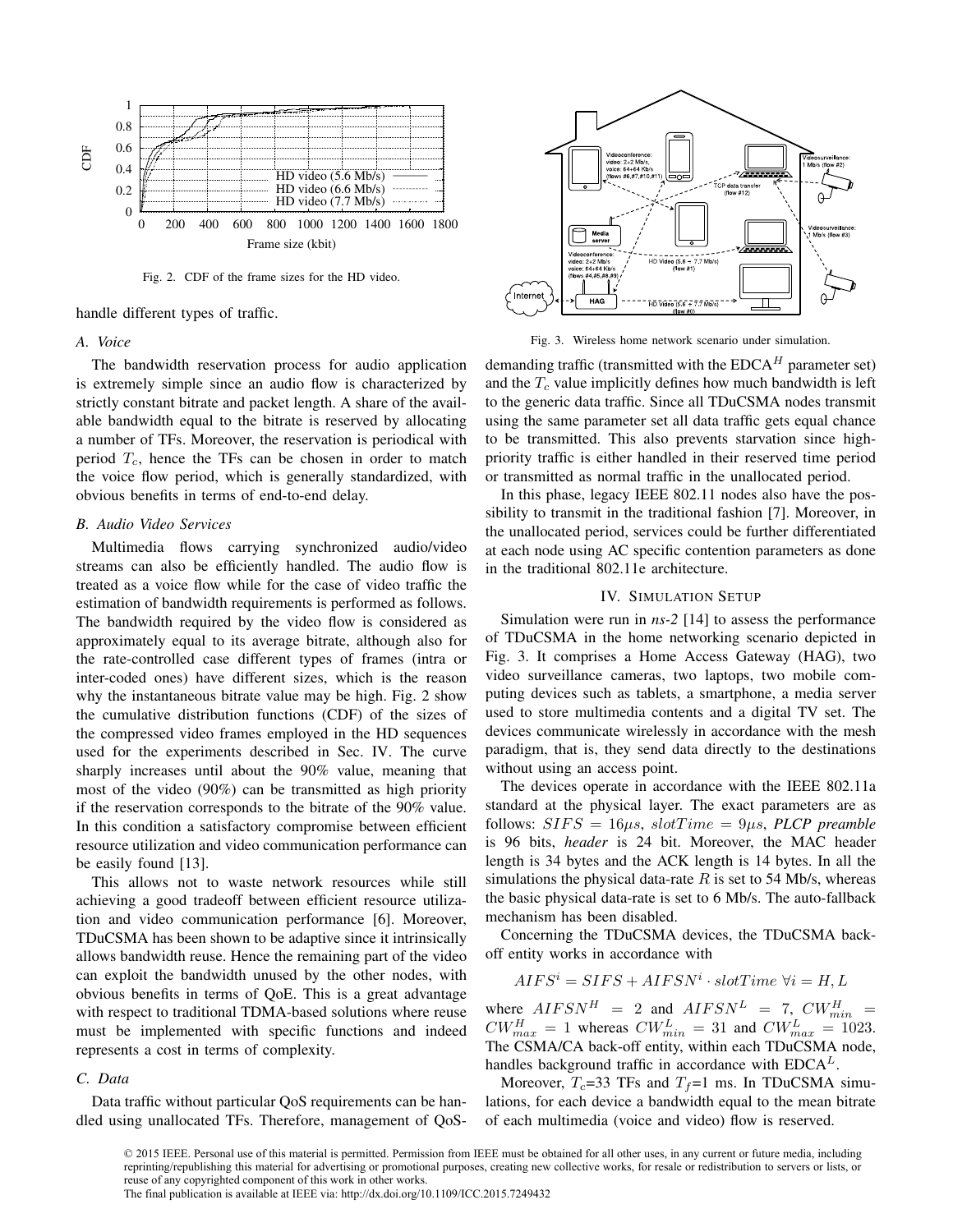Fig. 2. CDF of the frame sizes for the HD video.

handle different types of traffic.

### A. Voice

The bandwidth reservation process for audio application is extremely simple since an audio flow is characterized by strictly constant bitrate and packet length. A share of the available bandwidth equal to the bitrate is reserved by allocating a number of TFs. Moreover, the reservation is periodical with period $T_c$, hence the TFs can be chosen in order to match the voice flow period, which is generally standardized, with obvious benefits in terms of end-to-end delay.

### B. Audio Video Services

Multimedia flows carrying synchronized audio/video streams can also be efficiently handled. The audio flow is treated as a voice flow while for the case of video traffic the estimation of bandwidth requirements is performed as follows. The bandwidth required by the video flow is considered as approximately equal to its average bitrate, although also for the rate-controlled case different types of frames (intra or inter-coded ones) have different sizes, which is the reason why the instantaneous bitrate value may be high. Fig. 2 show the cumulative distribution functions (CDF) of the sizes of the compressed video frames employed in the HD sequences used for the experiments described in Sec. IV. The curve sharply increases until about the 90% value, meaning that most of the video (90%) can be transmitted as high priority if the reservation corresponds to the bitrate of the 90% value. In this condition a satisfactory compromise between efficient resource utilization and video communication performance can be easily found [13].

This allows not to waste network resources while still achieving a good tradeoff between efficient resource utilization and video communication performance [6]. Moreover, TDuCSMA has been shown to be adaptive since it intrinsically allows bandwidth reuse. Hence the remaining part of the video can exploit the bandwidth unused by the other nodes, with obvious benefits in terms of QoE. This is a great advantage with respect to traditional TDMA-based solutions where reuse must be implemented with specific functions and indeed represents a cost in terms of complexity.

### C. Data

Data traffic without particular QoS requirements can be handled using unallocated TFs. Therefore, management of QoS-demanding traffic (transmitted with the EDCA$^H$ parameter set) and the $T_c$ value implicitly defines how much bandwidth is left to the generic data traffic. Since all TDuCSMA nodes transmit using the same parameter set all data traffic gets equal chance to be transmitted. This also prevents starvation since high-priority traffic is either handled in their reserved time period or transmitted as normal traffic in the unallocated period.

In this phase, legacy IEEE 802.11 nodes also have the possibility to transmit in the traditional fashion [7]. Moreover, in the unallocated period, services could be further differentiated at each node using AC specific contention parameters as done in the traditional 802.11e architecture.

Fig. 3. Wireless home network scenario under simulation.

## IV. Simulation Setup

Simulation were run in *ns-2* [14] to assess the performance of TDuCSMA in the home networking scenario depicted in Fig. 3. It comprises a Home Access Gateway (HAG), two video surveillance cameras, two laptops, two mobile computing devices such as tablets, a smartphone, a media server used to store multimedia contents and a digital TV set. The devices communicate wirelessly in accordance with the mesh paradigm, that is, they send data directly to the destinations without using an access point.

The devices operate in accordance with the IEEE 802.11a standard at the physical layer. The exact parameters are as follows: $SIFS = 16\mu s$, $slotTime = 9\mu s$, *PLCP preamble* is 96 bits, *header* is 24 bit. Moreover, the MAC header length is 34 bytes and the ACK length is 14 bytes. In all the simulations the physical data-rate $R$ is set to 54 Mb/s, whereas the basic physical data-rate is set to 6 Mb/s. The auto-fallback mechanism has been disabled.

Concerning the TDuCSMA devices, the TDuCSMA back-off entity works in accordance with

$$AIFS^i = SIFS + AIFSN^i \cdot slotTime \; \forall i = H, L$$

where $AIFSN^H = 2$ and $AIFSN^L = 7$, $CW^H_{min} = CW^H_{max} = 1$ whereas $CW^L_{min} = 31$ and $CW^L_{max} = 1023$. The CSMA/CA back-off entity, within each TDuCSMA node, handles background traffic in accordance with EDCA$^L$.

Moreover, $T_c$=33 TFs and $T_f$=1 ms. In TDuCSMA simulations, for each device a bandwidth equal to the mean bitrate of each multimedia (voice and video) flow is reserved.

© 2015 IEEE. Personal use of this material is permitted. Permission from IEEE must be obtained for all other uses, in any current or future media, including reprinting/republishing this material for advertising or promotional purposes, creating new collective works, for resale or redistribution to servers or lists, or reuse of any copyrighted component of this work in other works.
The final publication is available at IEEE via: http://dx.doi.org/10.1109/ICC.2015.7249432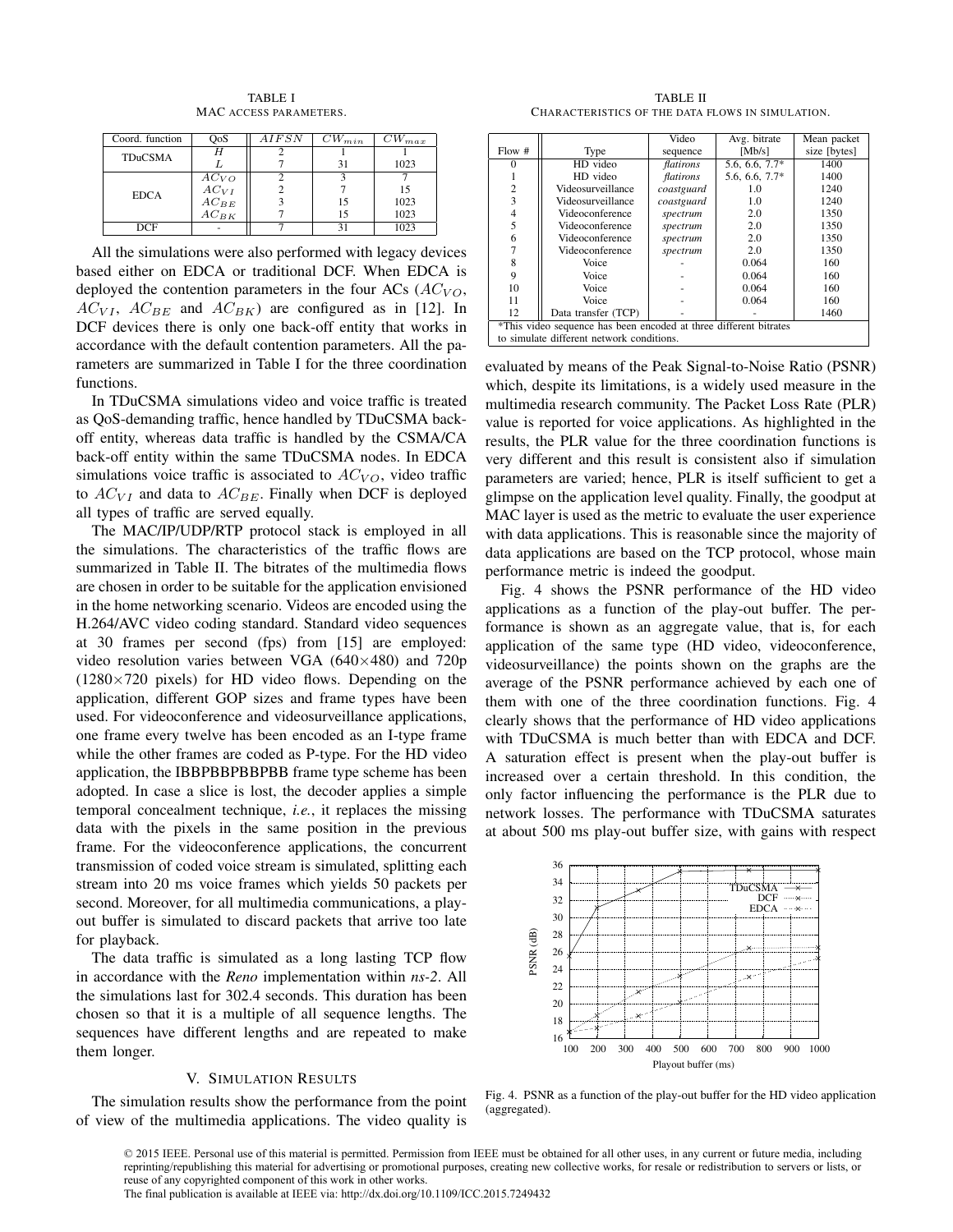TABLE I
MAC ACCESS PARAMETERS.

| Coord. function | QoS | $AIFSN$ | $CW_{min}$ | $CW_{max}$ |
|---|---|---|---|---|
| TDuCSMA | $H$ | 2 | 1 | 1 |
| | $L$ | 7 | 31 | 1023 |
| EDCA | $AC_{VO}$ | 2 | 3 | 7 |
| | $AC_{VI}$ | 2 | 7 | 15 |
| | $AC_{BE}$ | 3 | 15 | 1023 |
| | $AC_{BK}$ | 7 | 15 | 1023 |
| DCF | - | 7 | 31 | 1023 |

All the simulations were also performed with legacy devices based either on EDCA or traditional DCF. When EDCA is deployed the contention parameters in the four ACs ($AC_{VO}$, $AC_{VI}$, $AC_{BE}$ and $AC_{BK}$) are configured as in [12]. In DCF devices there is only one back-off entity that works in accordance with the default contention parameters. All the parameters are summarized in Table I for the three coordination functions.

In TDuCSMA simulations video and voice traffic is treated as QoS-demanding traffic, hence handled by TDuCSMA back-off entity, whereas data traffic is handled by the CSMA/CA back-off entity within the same TDuCSMA nodes. In EDCA simulations voice traffic is associated to $AC_{VO}$, video traffic to $AC_{VI}$ and data to $AC_{BE}$. Finally when DCF is deployed all types of traffic are served equally.

The MAC/IP/UDP/RTP protocol stack is employed in all the simulations. The characteristics of the traffic flows are summarized in Table II. The bitrates of the multimedia flows are chosen in order to be suitable for the application envisioned in the home networking scenario. Videos are encoded using the H.264/AVC video coding standard. Standard video sequences at 30 frames per second (fps) from [15] are employed: video resolution varies between VGA (640×480) and 720p (1280×720 pixels) for HD video flows. Depending on the application, different GOP sizes and frame types have been used. For videoconference and videosurveillance applications, one frame every twelve has been encoded as an I-type frame while the other frames are coded as P-type. For the HD video application, the IBBPBBPBBPBB frame type scheme has been adopted. In case a slice is lost, the decoder applies a simple temporal concealment technique, *i.e.*, it replaces the missing data with the pixels in the same position in the previous frame. For the videoconference applications, the concurrent transmission of coded voice stream is simulated, splitting each stream into 20 ms voice frames which yields 50 packets per second. Moreover, for all multimedia communications, a play-out buffer is simulated to discard packets that arrive too late for playback.

The data traffic is simulated as a long lasting TCP flow in accordance with the *Reno* implementation within *ns-2*. All the simulations last for 302.4 seconds. This duration has been chosen so that it is a multiple of all sequence lengths. The sequences have different lengths and are repeated to make them longer.

## V. SIMULATION RESULTS

The simulation results show the performance from the point of view of the multimedia applications. The video quality is evaluated by means of the Peak Signal-to-Noise Ratio (PSNR) which, despite its limitations, is a widely used measure in the multimedia research community. The Packet Loss Rate (PLR) value is reported for voice applications. As highlighted in the results, the PLR value for the three coordination functions is very different and this result is consistent also if simulation parameters are varied; hence, PLR is itself sufficient to get a glimpse on the application level quality. Finally, the goodput at MAC layer is used as the metric to evaluate the user experience with data applications. This is reasonable since the majority of data applications are based on the TCP protocol, whose main performance metric is indeed the goodput.

TABLE II
CHARACTERISTICS OF THE DATA FLOWS IN SIMULATION.

| Flow # | Type | Video sequence | Avg. bitrate [Mb/s] | Mean packet size [bytes] |
|---|---|---|---|---|
| 0 | HD video | *flatirons* | 5.6, 6.6, 7.7* | 1400 |
| 1 | HD video | *flatirons* | 5.6, 6.6, 7.7* | 1400 |
| 2 | Videosurveillance | *coastguard* | 1.0 | 1240 |
| 3 | Videosurveillance | *coastguard* | 1.0 | 1240 |
| 4 | Videoconference | *spectrum* | 2.0 | 1350 |
| 5 | Videoconference | *spectrum* | 2.0 | 1350 |
| 6 | Videoconference | *spectrum* | 2.0 | 1350 |
| 7 | Videoconference | *spectrum* | 2.0 | 1350 |
| 8 | Voice | - | 0.064 | 160 |
| 9 | Voice | - | 0.064 | 160 |
| 10 | Voice | - | 0.064 | 160 |
| 11 | Voice | - | 0.064 | 160 |
| 12 | Data transfer (TCP) | - | - | 1460 |

*This video sequence has been encoded at three different bitrates to simulate different network conditions.

Fig. 4 shows the PSNR performance of the HD video applications as a function of the play-out buffer. The performance is shown as an aggregate value, that is, for each application of the same type (HD video, videoconference, videosurveillance) the points shown on the graphs are the average of the PSNR performance achieved by each one of them with one of the three coordination functions. Fig. 4 clearly shows that the performance of HD video applications with TDuCSMA is much better than with EDCA and DCF. A saturation effect is present when the play-out buffer is increased over a certain threshold. In this condition, the only factor influencing the performance is the PLR due to network losses. The performance with TDuCSMA saturates at about 500 ms play-out buffer size, with gains with respect

Fig. 4. PSNR as a function of the play-out buffer for the HD video application (aggregated).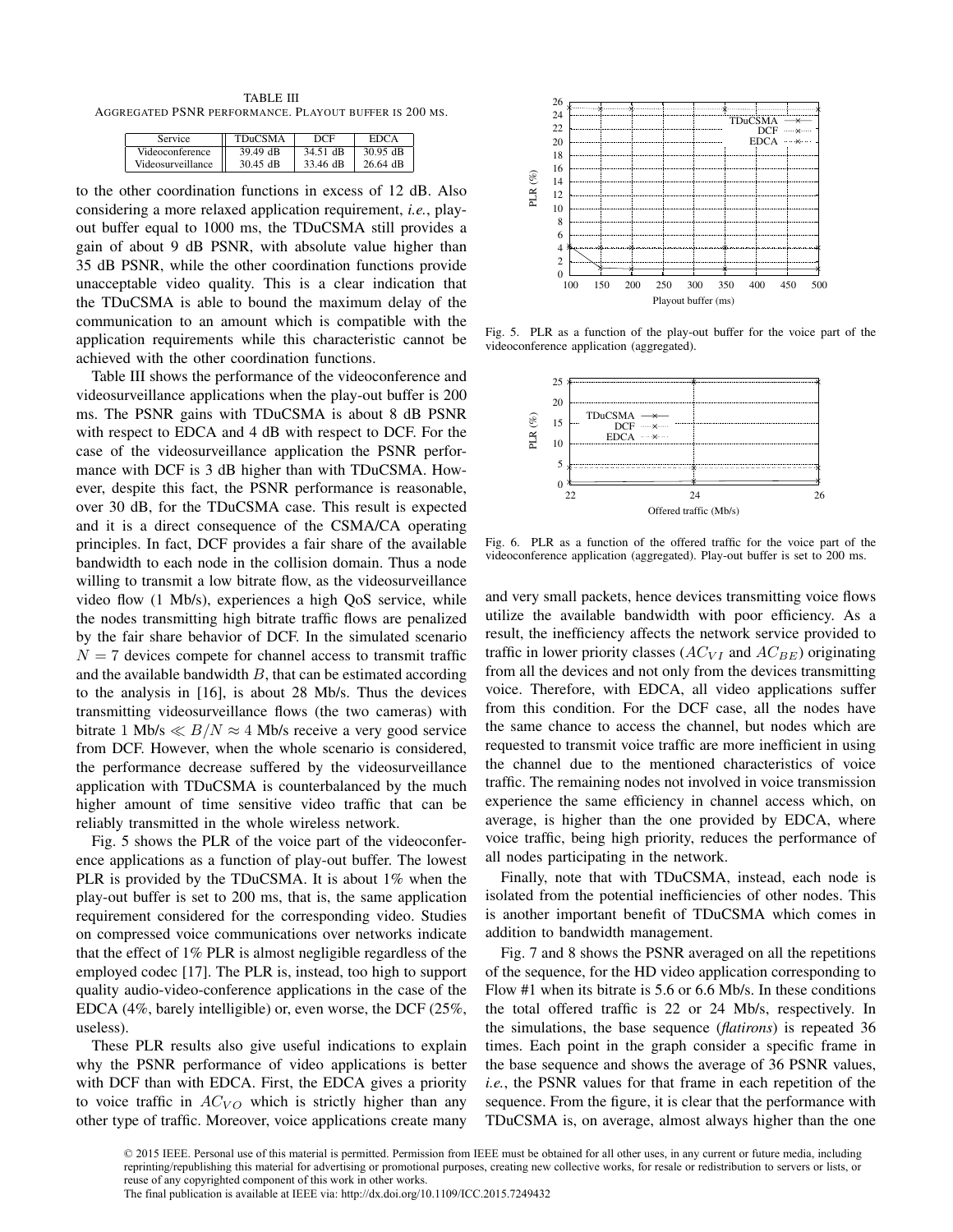TABLE III
AGGREGATED PSNR PERFORMANCE. PLAYOUT BUFFER IS 200 MS.

| Service | TDuCSMA | DCF | EDCA |
|---|---|---|---|
| Videoconference | 39.49 dB | 34.51 dB | 30.95 dB |
| Videosurveillance | 30.45 dB | 33.46 dB | 26.64 dB |

to the other coordination functions in excess of 12 dB. Also considering a more relaxed application requirement, *i.e.*, playout buffer equal to 1000 ms, the TDuCSMA still provides a gain of about 9 dB PSNR, with absolute value higher than 35 dB PSNR, while the other coordination functions provide unacceptable video quality. This is a clear indication that the TDuCSMA is able to bound the maximum delay of the communication to an amount which is compatible with the application requirements while this characteristic cannot be achieved with the other coordination functions.

Table III shows the performance of the videoconference and videosurveillance applications when the play-out buffer is 200 ms. The PSNR gains with TDuCSMA is about 8 dB PSNR with respect to EDCA and 4 dB with respect to DCF. For the case of the videosurveillance application the PSNR performance with DCF is 3 dB higher than with TDuCSMA. However, despite this fact, the PSNR performance is reasonable, over 30 dB, for the TDuCSMA case. This result is expected and it is a direct consequence of the CSMA/CA operating principles. In fact, DCF provides a fair share of the available bandwidth to each node in the collision domain. Thus a node willing to transmit a low bitrate flow, as the videosurveillance video flow (1 Mb/s), experiences a high QoS service, while the nodes transmitting high bitrate traffic flows are penalized by the fair share behavior of DCF. In the simulated scenario $N = 7$ devices compete for channel access to transmit traffic and the available bandwidth $B$, that can be estimated according to the analysis in [16], is about 28 Mb/s. Thus the devices transmitting videosurveillance flows (the two cameras) with bitrate 1 Mb/s $\ll B/N \approx 4$ Mb/s receive a very good service from DCF. However, when the whole scenario is considered, the performance decrease suffered by the videosurveillance application with TDuCSMA is counterbalanced by the much higher amount of time sensitive video traffic that can be reliably transmitted in the whole wireless network.

Fig. 5 shows the PLR of the voice part of the videoconference applications as a function of play-out buffer. The lowest PLR is provided by the TDuCSMA. It is about 1% when the play-out buffer is set to 200 ms, that is, the same application requirement considered for the corresponding video. Studies on compressed voice communications over networks indicate that the effect of 1% PLR is almost negligible regardless of the employed codec [17]. The PLR is, instead, too high to support quality audio-video-conference applications in the case of the EDCA (4%, barely intelligible) or, even worse, the DCF (25%, useless).

These PLR results also give useful indications to explain why the PSNR performance of video applications is better with DCF than with EDCA. First, the EDCA gives a priority to voice traffic in $AC_{VO}$ which is strictly higher than any other type of traffic. Moreover, voice applications create many and very small packets, hence devices transmitting voice flows utilize the available bandwidth with poor efficiency. As a result, the inefficiency affects the network service provided to traffic in lower priority classes ($AC_{VI}$ and $AC_{BE}$) originating from all the devices and not only from the devices transmitting voice. Therefore, with EDCA, all video applications suffer from this condition. For the DCF case, all the nodes have the same chance to access the channel, but nodes which are requested to transmit voice traffic are more inefficient in using the channel due to the mentioned characteristics of voice traffic. The remaining nodes not involved in voice transmission experience the same efficiency in channel access which, on average, is higher than the one provided by EDCA, where voice traffic, being high priority, reduces the performance of all nodes participating in the network.

Fig. 5. PLR as a function of the play-out buffer for the voice part of the videoconference application (aggregated).

Fig. 6. PLR as a function of the offered traffic for the voice part of the videoconference application (aggregated). Play-out buffer is set to 200 ms.

Finally, note that with TDuCSMA, instead, each node is isolated from the potential inefficiencies of other nodes. This is another important benefit of TDuCSMA which comes in addition to bandwidth management.

Fig. 7 and 8 shows the PSNR averaged on all the repetitions of the sequence, for the HD video application corresponding to Flow #1 when its bitrate is 5.6 or 6.6 Mb/s. In these conditions the total offered traffic is 22 or 24 Mb/s, respectively. In the simulations, the base sequence (*flatirons*) is repeated 36 times. Each point in the graph consider a specific frame in the base sequence and shows the average of 36 PSNR values, *i.e.*, the PSNR values for that frame in each repetition of the sequence. From the figure, it is clear that the performance with TDuCSMA is, on average, almost always higher than the one

© 2015 IEEE. Personal use of this material is permitted. Permission from IEEE must be obtained for all other uses, in any current or future media, including reprinting/republishing this material for advertising or promotional purposes, creating new collective works, for resale or redistribution to servers or lists, or reuse of any copyrighted component of this work in other works.
The final publication is available at IEEE via: http://dx.doi.org/10.1109/ICC.2015.7249432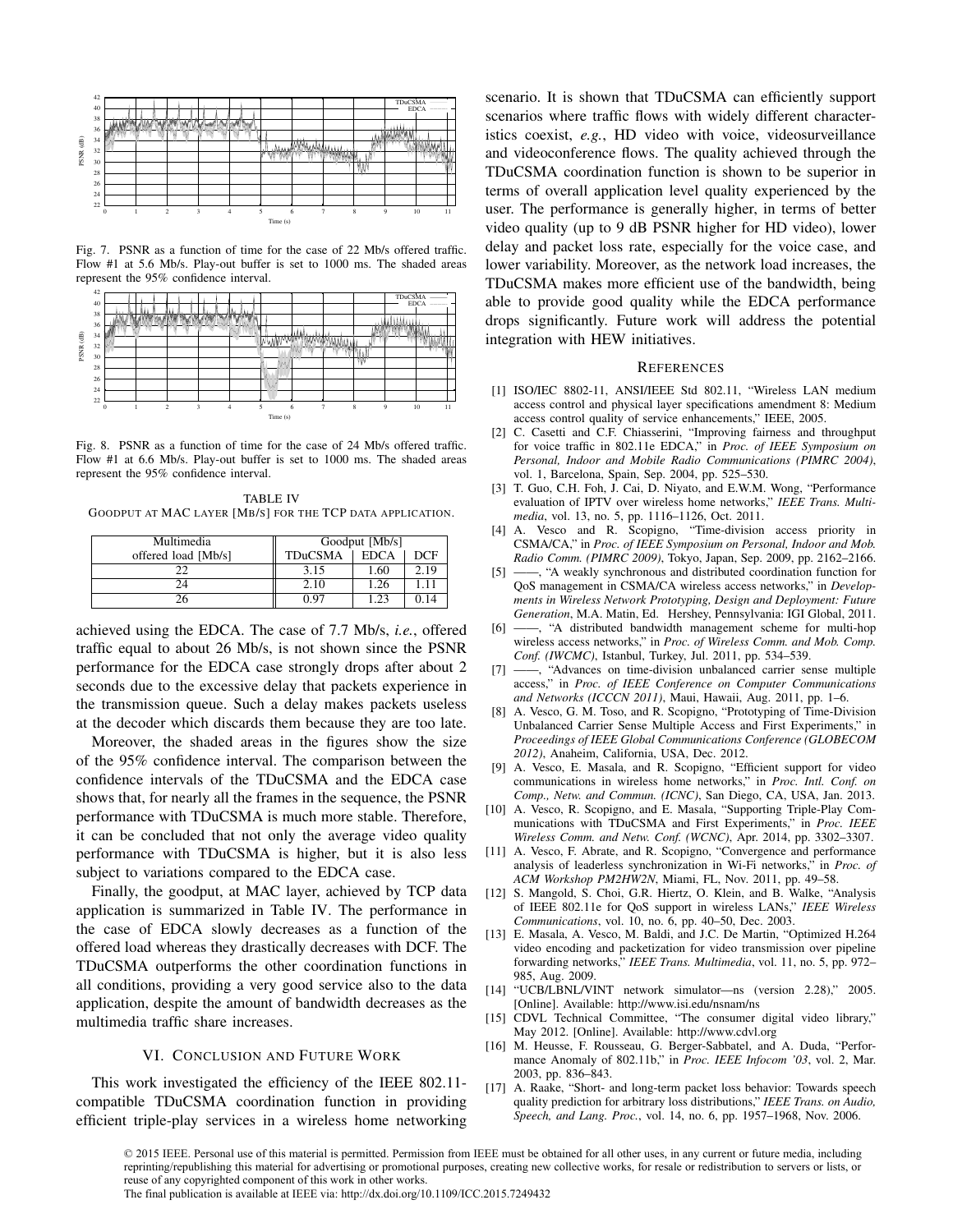42
40
38
36
34
32
30
28
26
24
22
PSNR (dB)
0 1 2 3 4 5 6 7 8 9 10 11
Time (s)
TDuCSMA
EDCA

Fig. 7. PSNR as a function of time for the case of 22 Mb/s offered traffic. Flow #1 at 5.6 Mb/s. Play-out buffer is set to 1000 ms. The shaded areas represent the 95% confidence interval.

42
40
38
36
34
32
30
28
26
24
22
PSNR (dB)
0 1 2 3 4 5 6 7 8 9 10 11
Time (s)
TDuCSMA
EDCA

Fig. 8. PSNR as a function of time for the case of 24 Mb/s offered traffic. Flow #1 at 6.6 Mb/s. Play-out buffer is set to 1000 ms. The shaded areas represent the 95% confidence interval.

TABLE IV
GOODPUT AT MAC LAYER [MB/S] FOR THE TCP DATA APPLICATION.

| Multimedia offered load [Mb/s] | Goodput [Mb/s] | | |
|---|---|---|---|
| | TDuCSMA | EDCA | DCF |
| 22 | 3.15 | 1.60 | 2.19 |
| 24 | 2.10 | 1.26 | 1.11 |
| 26 | 0.97 | 1.23 | 0.14 |

achieved using the EDCA. The case of 7.7 Mb/s, *i.e.*, offered traffic equal to about 26 Mb/s, is not shown since the PSNR performance for the EDCA case strongly drops after about 2 seconds due to the excessive delay that packets experience in the transmission queue. Such a delay makes packets useless at the decoder which discards them because they are too late.

Moreover, the shaded areas in the figures show the size of the 95% confidence interval. The comparison between the confidence intervals of the TDuCSMA and the EDCA case shows that, for nearly all the frames in the sequence, the PSNR performance with TDuCSMA is much more stable. Therefore, it can be concluded that not only the average video quality performance with TDuCSMA is higher, but it is also less subject to variations compared to the EDCA case.

Finally, the goodput, at MAC layer, achieved by TCP data application is summarized in Table IV. The performance in the case of EDCA slowly decreases as a function of the offered load whereas they drastically decreases with DCF. The TDuCSMA outperforms the other coordination functions in all conditions, providing a very good service also to the data application, despite the amount of bandwidth decreases as the multimedia traffic share increases.

## VI. Conclusion and Future Work

This work investigated the efficiency of the IEEE 802.11-compatible TDuCSMA coordination function in providing efficient triple-play services in a wireless home networking scenario. It is shown that TDuCSMA can efficiently support scenarios where traffic flows with widely different characteristics coexist, *e.g.*, HD video with voice, videosurveillance and videoconference flows. The quality achieved through the TDuCSMA coordination function is shown to be superior in terms of overall application level quality experienced by the user. The performance is generally higher, in terms of better video quality (up to 9 dB PSNR higher for HD video), lower delay and packet loss rate, especially for the voice case, and lower variability. Moreover, as the network load increases, the TDuCSMA makes more efficient use of the bandwidth, being able to provide good quality while the EDCA performance drops significantly. Future work will address the potential integration with HEW initiatives.

## References

[1] ISO/IEC 8802-11, ANSI/IEEE Std 802.11, "Wireless LAN medium access control and physical layer specifications amendment 8: Medium access control quality of service enhancements," IEEE, 2005.

[2] C. Casetti and C.F. Chiasserini, "Improving fairness and throughput for voice traffic in 802.11e EDCA," in *Proc. of IEEE Symposium on Personal, Indoor and Mobile Radio Communications (PIMRC 2004)*, vol. 1, Barcelona, Spain, Sep. 2004, pp. 525–530.

[3] T. Guo, C.H. Foh, J. Cai, D. Niyato, and E.W.M. Wong, "Performance evaluation of IPTV over wireless home networks," *IEEE Trans. Multimedia*, vol. 13, no. 5, pp. 1116–1126, Oct. 2011.

[4] A. Vesco and R. Scopigno, "Time-division access priority in CSMA/CA," in *Proc. of IEEE Symposium on Personal, Indoor and Mob. Radio Comm. (PIMRC 2009)*, Tokyo, Japan, Sep. 2009, pp. 2162–2166.

[5] ——, "A weakly synchronous and distributed coordination function for QoS management in CSMA/CA wireless access networks," in *Developments in Wireless Network Prototyping, Design and Deployment: Future Generation*, M.A. Matin, Ed. Hershey, Pennsylvania: IGI Global, 2011.

[6] ——, "A distributed bandwidth management scheme for multi-hop wireless access networks," in *Proc. of Wireless Comm. and Mob. Comp. Conf. (IWCMC)*, Istanbul, Turkey, Jul. 2011, pp. 534–539.

[7] ——, "Advances on time-division unbalanced carrier sense multiple access," in *Proc. of IEEE Conference on Computer Communications and Networks (ICCCN 2011)*, Maui, Hawaii, Aug. 2011, pp. 1–6.

[8] A. Vesco, G. M. Toso, and R. Scopigno, "Prototyping of Time-Division Unbalanced Carrier Sense Multiple Access and First Experiments," in *Proceedings of IEEE Global Communications Conference (GLOBECOM 2012)*, Anaheim, California, USA, Dec. 2012.

[9] A. Vesco, E. Masala, and R. Scopigno, "Efficient support for video communications in wireless home networks," in *Proc. Intl. Conf. on Comp., Netw. and Commun. (ICNC)*, San Diego, CA, USA, Jan. 2013.

[10] A. Vesco, R. Scopigno, and E. Masala, "Supporting Triple-Play Communications with TDuCSMA and First Experiments," in *Proc. IEEE Wireless Comm. and Netw. Conf. (WCNC)*, Apr. 2014, pp. 3302–3307.

[11] A. Vesco, F. Abrate, and R. Scopigno, "Convergence and performance analysis of leaderless synchronization in Wi-Fi networks," in *Proc. of ACM Workshop PM2HW2N*, Miami, FL, Nov. 2011, pp. 49–58.

[12] S. Mangold, S. Choi, G.R. Hiertz, O. Klein, and B. Walke, "Analysis of IEEE 802.11e for QoS support in wireless LANs," *IEEE Wireless Communications*, vol. 10, no. 6, pp. 40–50, Dec. 2003.

[13] E. Masala, A. Vesco, M. Baldi, and J.C. De Martin, "Optimized H.264 video encoding and packetization for video transmission over pipeline forwarding networks," *IEEE Trans. Multimedia*, vol. 11, no. 5, pp. 972–985, Aug. 2009.

[14] "UCB/LBNL/VINT network simulator—ns (version 2.28)," 2005. [Online]. Available: http://www.isi.edu/nsnam/ns

[15] CDVL Technical Committee, "The consumer digital video library," May 2012. [Online]. Available: http://www.cdvl.org

[16] M. Heusse, F. Rousseau, G. Berger-Sabbatel, and A. Duda, "Performance Anomaly of 802.11b," in *Proc. IEEE Infocom '03*, vol. 2, Mar. 2003, pp. 836–843.

[17] A. Raake, "Short- and long-term packet loss behavior: Towards speech quality prediction for arbitrary loss distributions," *IEEE Trans. on Audio, Speech, and Lang. Proc.*, vol. 14, no. 6, pp. 1957–1968, Nov. 2006.

© 2015 IEEE. Personal use of this material is permitted. Permission from IEEE must be obtained for all other uses, in any current or future media, including reprinting/republishing this material for advertising or promotional purposes, creating new collective works, for resale or redistribution to servers or lists, or reuse of any copyrighted component of this work in other works.
The final publication is available at IEEE via: http://dx.doi.org/10.1109/ICC.2015.7249432